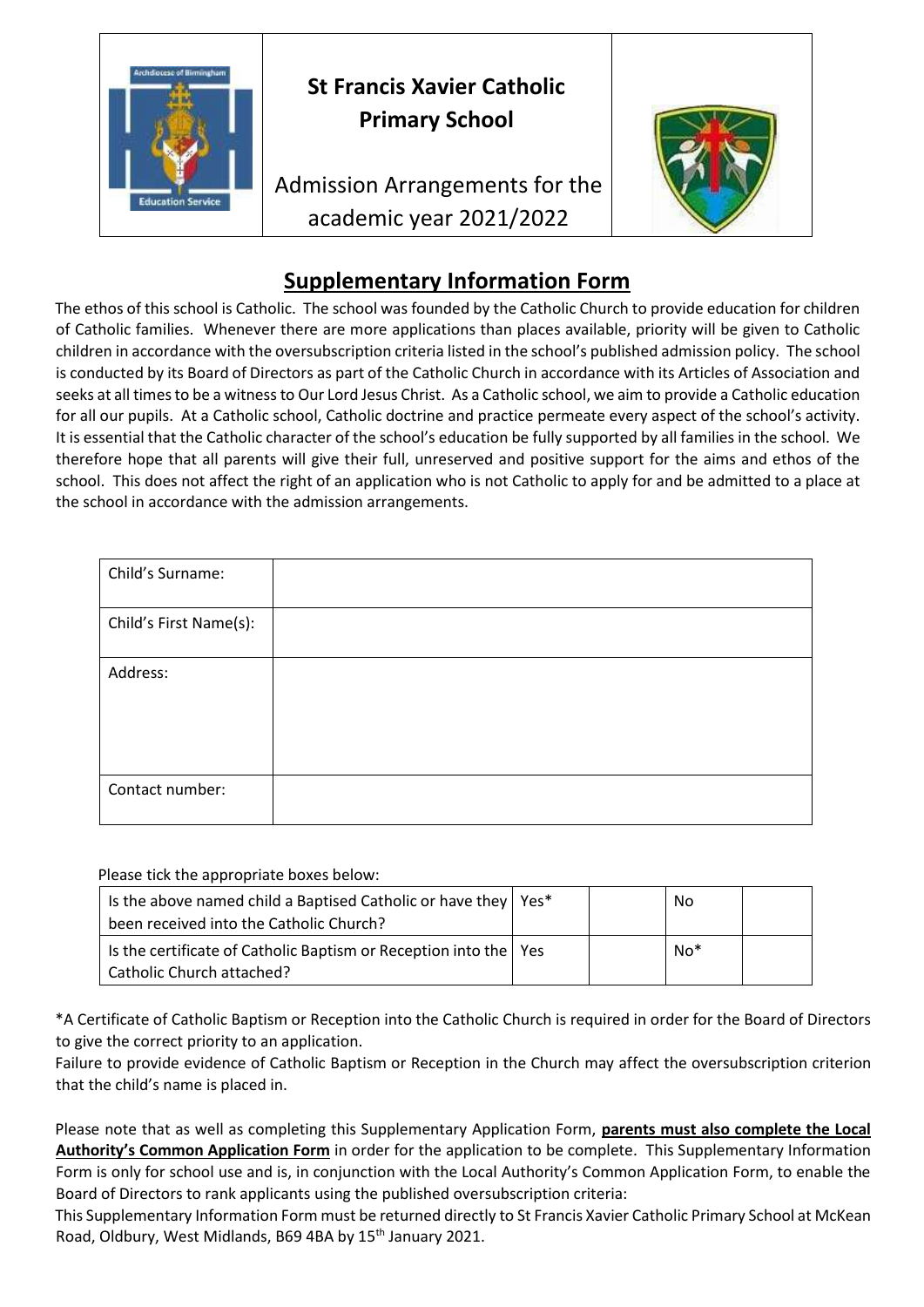# St Francis Xavier Catholic Primary School

Admission Arrangements for the academic year 2021/2022

## Supplementary Information Form

The ethos of this school is Catholic. The school was founded by the Catholic Church to provide education for children of Catholic families. Whenever there are more applications than places available, priority will be given to Catholic children in accordance with the oversubscription criteria listed in the school's published admission policy. The school is conducted by its Board of Directors as part of the Catholic Church in accordance with its Articles of Association and seeks at all times to be a witness to Our Lord Jesus Christ. As a Catholic school, we aim to provide a Catholic education for all our pupils. At a Catholic school, Catholic doctrine and practice permeate every aspect of the school's activity. It is essential that the Catholic character of the school's education be fully supported by all families in the school. We therefore hope that all parents will give their full, unreserved and positive support for the aims and ethos of the school. This does not affect the right of an application who is not Catholic to apply for and be admitted to a place at the school in accordance with the admission arrangements.

| | |
|---|---|
| Child's Surname: | |
| Child's First Name(s): | |
| Address: | |
| Contact number: | |

Please tick the appropriate boxes below:

| | | | | |
|---|---|---|---|---|
| Is the above named child a Baptised Catholic or have they been received into the Catholic Church? | Yes* | | No | |
| Is the certificate of Catholic Baptism or Reception into the Catholic Church attached? | Yes | | No* | |

*A Certificate of Catholic Baptism or Reception into the Catholic Church is required in order for the Board of Directors to give the correct priority to an application.
Failure to provide evidence of Catholic Baptism or Reception in the Church may affect the oversubscription criterion that the child's name is placed in.

Please note that as well as completing this Supplementary Application Form, **parents must also complete the Local Authority's Common Application Form** in order for the application to be complete. This Supplementary Information Form is only for school use and is, in conjunction with the Local Authority's Common Application Form, to enable the Board of Directors to rank applicants using the published oversubscription criteria:
This Supplementary Information Form must be returned directly to St Francis Xavier Catholic Primary School at McKean Road, Oldbury, West Midlands, B69 4BA by 15th January 2021.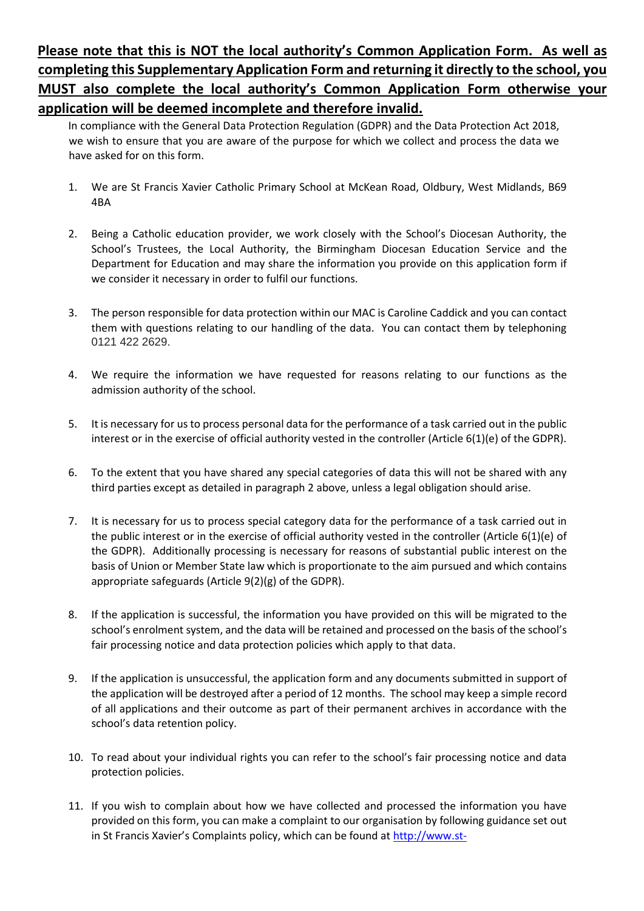**Please note that this is NOT the local authority's Common Application Form. As well as completing this Supplementary Application Form and returning it directly to the school, you MUST also complete the local authority's Common Application Form otherwise your application will be deemed incomplete and therefore invalid.**

In compliance with the General Data Protection Regulation (GDPR) and the Data Protection Act 2018, we wish to ensure that you are aware of the purpose for which we collect and process the data we have asked for on this form.

1. We are St Francis Xavier Catholic Primary School at McKean Road, Oldbury, West Midlands, B69 4BA

2. Being a Catholic education provider, we work closely with the School's Diocesan Authority, the School's Trustees, the Local Authority, the Birmingham Diocesan Education Service and the Department for Education and may share the information you provide on this application form if we consider it necessary in order to fulfil our functions.

3. The person responsible for data protection within our MAC is Caroline Caddick and you can contact them with questions relating to our handling of the data. You can contact them by telephoning 0121 422 2629.

4. We require the information we have requested for reasons relating to our functions as the admission authority of the school.

5. It is necessary for us to process personal data for the performance of a task carried out in the public interest or in the exercise of official authority vested in the controller (Article 6(1)(e) of the GDPR).

6. To the extent that you have shared any special categories of data this will not be shared with any third parties except as detailed in paragraph 2 above, unless a legal obligation should arise.

7. It is necessary for us to process special category data for the performance of a task carried out in the public interest or in the exercise of official authority vested in the controller (Article 6(1)(e) of the GDPR). Additionally processing is necessary for reasons of substantial public interest on the basis of Union or Member State law which is proportionate to the aim pursued and which contains appropriate safeguards (Article 9(2)(g) of the GDPR).

8. If the application is successful, the information you have provided on this will be migrated to the school's enrolment system, and the data will be retained and processed on the basis of the school's fair processing notice and data protection policies which apply to that data.

9. If the application is unsuccessful, the application form and any documents submitted in support of the application will be destroyed after a period of 12 months. The school may keep a simple record of all applications and their outcome as part of their permanent archives in accordance with the school's data retention policy.

10. To read about your individual rights you can refer to the school's fair processing notice and data protection policies.

11. If you wish to complain about how we have collected and processed the information you have provided on this form, you can make a complaint to our organisation by following guidance set out in St Francis Xavier's Complaints policy, which can be found at http://www.st-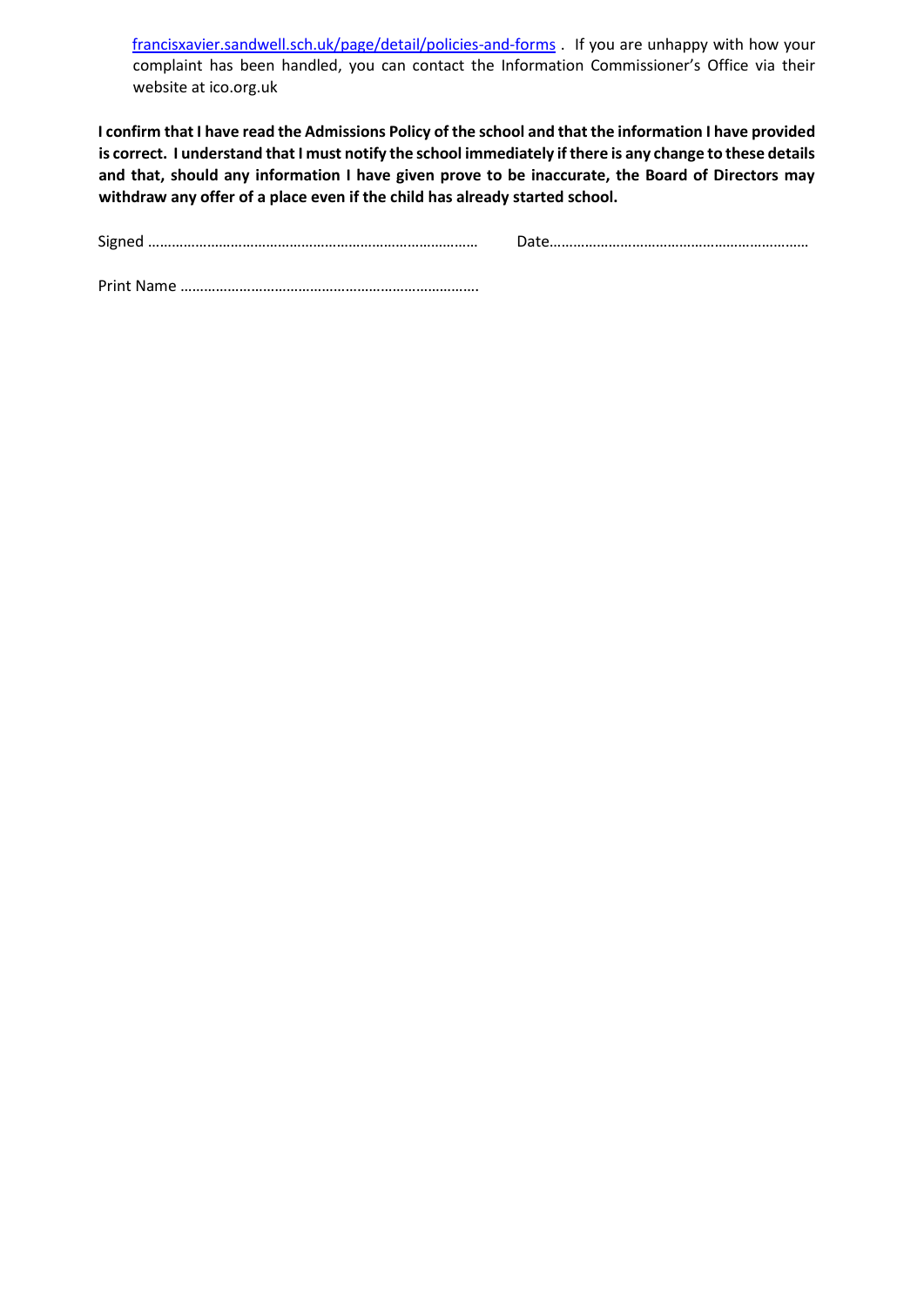[francisxavier.sandwell.sch.uk/page/detail/policies-and-forms](francisxavier.sandwell.sch.uk/page/detail/policies-and-forms) . If you are unhappy with how your complaint has been handled, you can contact the Information Commissioner's Office via their website at ico.org.uk

**I confirm that I have read the Admissions Policy of the school and that the information I have provided is correct. I understand that I must notify the school immediately if there is any change to these details and that, should any information I have given prove to be inaccurate, the Board of Directors may withdraw any offer of a place even if the child has already started school.**

Signed ………………………………………………………………………… Date…………………………………………………………

Print Name …………………………………………………………………